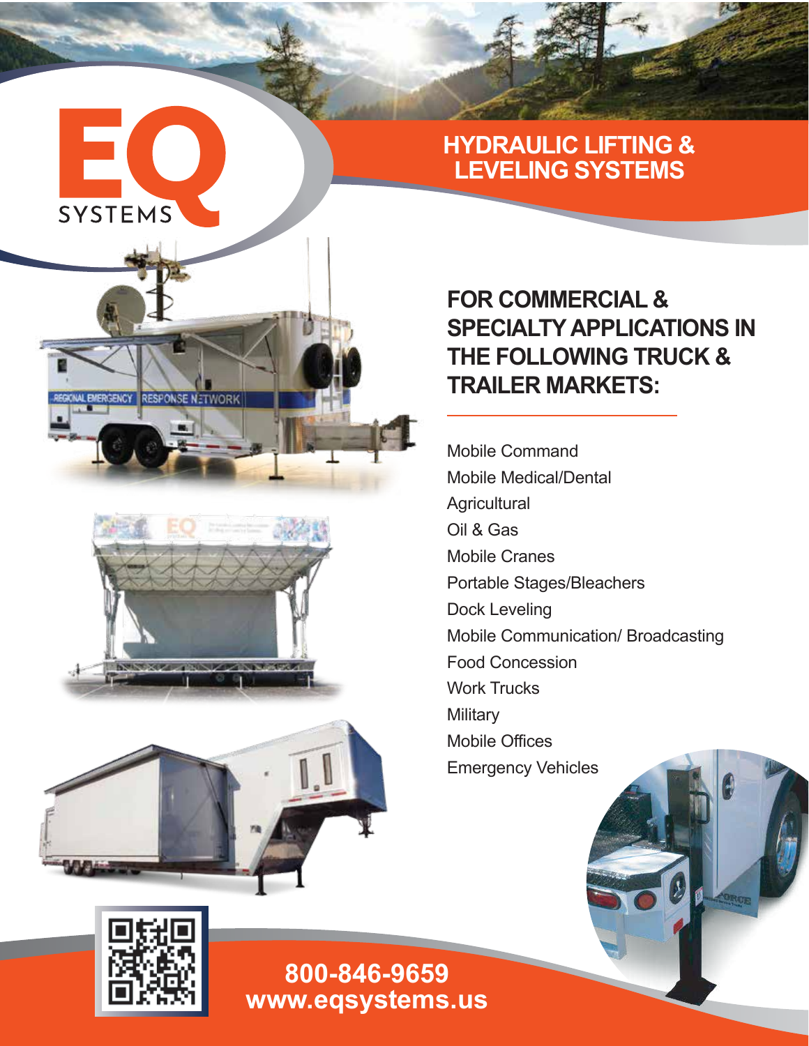# EQ SYSTEMS

## HYDRAULIC LIFTING & LEVELING SYSTEMS

### FOR COMMERCIAL & SPECIALTY APPLICATIONS IN THE FOLLOWING TRUCK & TRAILER MARKETS:

Mobile Command
Mobile Medical/Dental
Agricultural
Oil & Gas
Mobile Cranes
Portable Stages/Bleachers
Dock Leveling
Mobile Communication/ Broadcasting
Food Concession
Work Trucks
Military
Mobile Offices
Emergency Vehicles

**800-846-9659**
**www.eqsystems.us**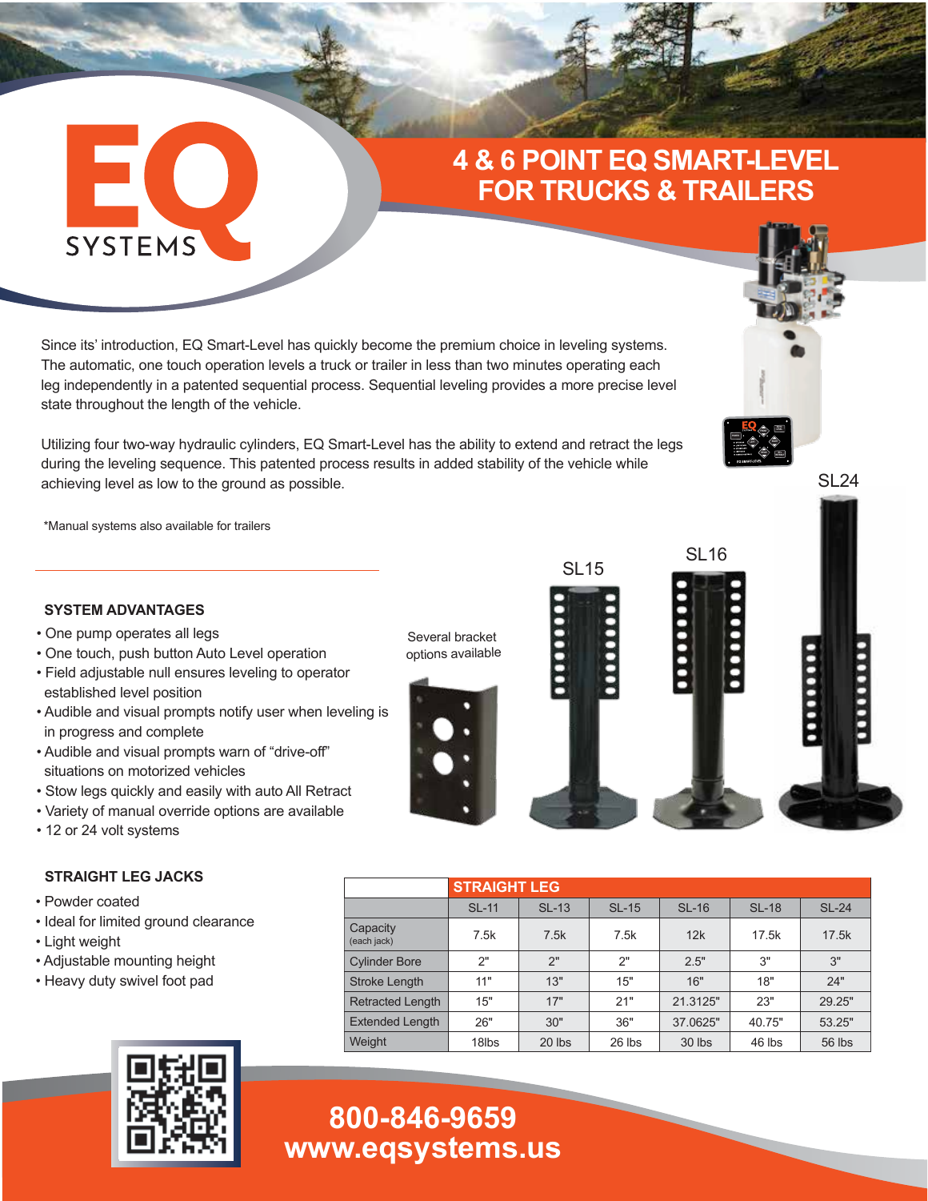# EQ SYSTEMS

## 4 & 6 POINT EQ SMART-LEVEL FOR TRUCKS & TRAILERS

Since its' introduction, EQ Smart-Level has quickly become the premium choice in leveling systems. The automatic, one touch operation levels a truck or trailer in less than two minutes operating each leg independently in a patented sequential process. Sequential leveling provides a more precise level state throughout the length of the vehicle.

Utilizing four two-way hydraulic cylinders, EQ Smart-Level has the ability to extend and retract the legs during the leveling sequence. This patented process results in added stability of the vehicle while achieving level as low to the ground as possible.

*Manual systems also available for trailers

### SYSTEM ADVANTAGES

- One pump operates all legs
- One touch, push button Auto Level operation
- Field adjustable null ensures leveling to operator established level position
- Audible and visual prompts notify user when leveling is in progress and complete
- Audible and visual prompts warn of "drive-off" situations on motorized vehicles
- Stow legs quickly and easily with auto All Retract
- Variety of manual override options are available
- 12 or 24 volt systems

Several bracket options available

SL15

SL16

SL24

### STRAIGHT LEG JACKS

- Powder coated
- Ideal for limited ground clearance
- Light weight
- Adjustable mounting height
- Heavy duty swivel foot pad

| | STRAIGHT LEG | | | | | |
|---|---|---|---|---|---|---|
| | SL-11 | SL-13 | SL-15 | SL-16 | SL-18 | SL-24 |
| Capacity (each jack) | 7.5k | 7.5k | 7.5k | 12k | 17.5k | 17.5k |
| Cylinder Bore | 2" | 2" | 2" | 2.5" | 3" | 3" |
| Stroke Length | 11" | 13" | 15" | 16" | 18" | 24" |
| Retracted Length | 15" | 17" | 21" | 21.3125" | 23" | 29.25" |
| Extended Length | 26" | 30" | 36" | 37.0625" | 40.75" | 53.25" |
| Weight | 18lbs | 20 lbs | 26 lbs | 30 lbs | 46 lbs | 56 lbs |

**800-846-9659**
**www.eqsystems.us**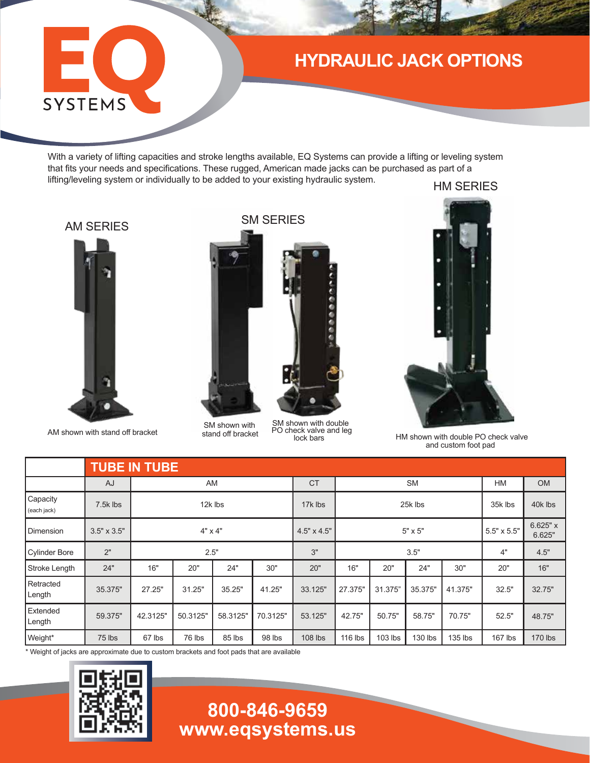# HYDRAULIC JACK OPTIONS

With a variety of lifting capacities and stroke lengths available, EQ Systems can provide a lifting or leveling system that fits your needs and specifications. These rugged, American made jacks can be purchased as part of a lifting/leveling system or individually to be added to your existing hydraulic system.

## AM SERIES

AM shown with stand off bracket

## SM SERIES

SM shown with stand off bracket

SM shown with double PO check valve and leg lock bars

## HM SERIES

HM shown with double PO check valve and custom foot pad

| | TUBE IN TUBE | | | | | | | | | | | |
|---|---|---|---|---|---|---|---|---|---|---|---|---|
| | AJ | AM | | | | CT | SM | | | | HM | OM |
| Capacity (each jack) | 7.5k lbs | 12k lbs | | | | 17k lbs | 25k lbs | | | | 35k lbs | 40k lbs |
| Dimension | 3.5" x 3.5" | 4" x 4" | | | | 4.5" x 4.5" | 5" x 5" | | | | 5.5" x 5.5" | 6.625" x 6.625" |
| Cylinder Bore | 2" | 2.5" | | | | 3" | 3.5" | | | | 4" | 4.5" |
| Stroke Length | 24" | 16" | 20" | 24" | 30" | 20" | 16" | 20" | 24" | 30" | 20" | 16" |
| Retracted Length | 35.375" | 27.25" | 31.25" | 35.25" | 41.25" | 33.125" | 27.375" | 31.375" | 35.375" | 41.375" | 32.5" | 32.75" |
| Extended Length | 59.375" | 42.3125" | 50.3125" | 58.3125" | 70.3125" | 53.125" | 42.75" | 50.75" | 58.75" | 70.75" | 52.5" | 48.75" |
| Weight* | 75 lbs | 67 lbs | 76 lbs | 85 lbs | 98 lbs | 108 lbs | 116 lbs | 103 lbs | 130 lbs | 135 lbs | 167 lbs | 170 lbs |

* Weight of jacks are approximate due to custom brackets and foot pads that are available

**800-846-9659**
**www.eqsystems.us**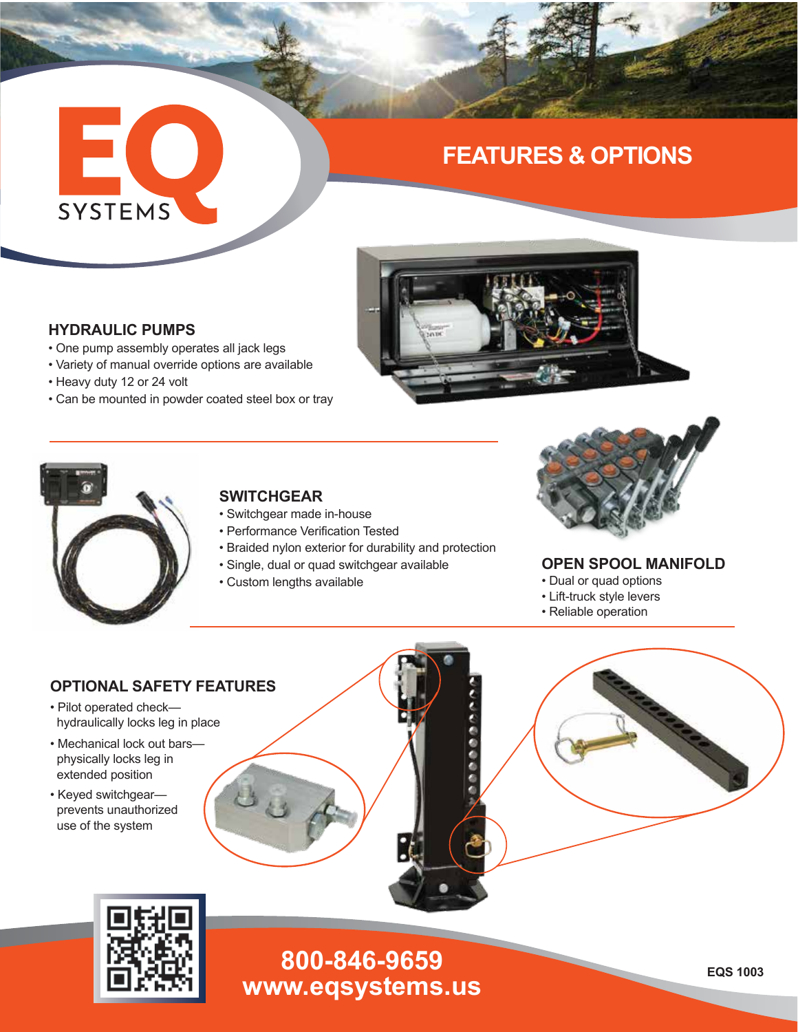EQ SYSTEMS

# FEATURES & OPTIONS

## HYDRAULIC PUMPS

- One pump assembly operates all jack legs
- Variety of manual override options are available
- Heavy duty 12 or 24 volt
- Can be mounted in powder coated steel box or tray

## SWITCHGEAR

- Switchgear made in-house
- Performance Verification Tested
- Braided nylon exterior for durability and protection
- Single, dual or quad switchgear available
- Custom lengths available

## OPEN SPOOL MANIFOLD

- Dual or quad options
- Lift-truck style levers
- Reliable operation

## OPTIONAL SAFETY FEATURES

- Pilot operated check—hydraulically locks leg in place
- Mechanical lock out bars—physically locks leg in extended position
- Keyed switchgear—prevents unauthorized use of the system

**800-846-9659**
**www.eqsystems.us**

EQS 1003